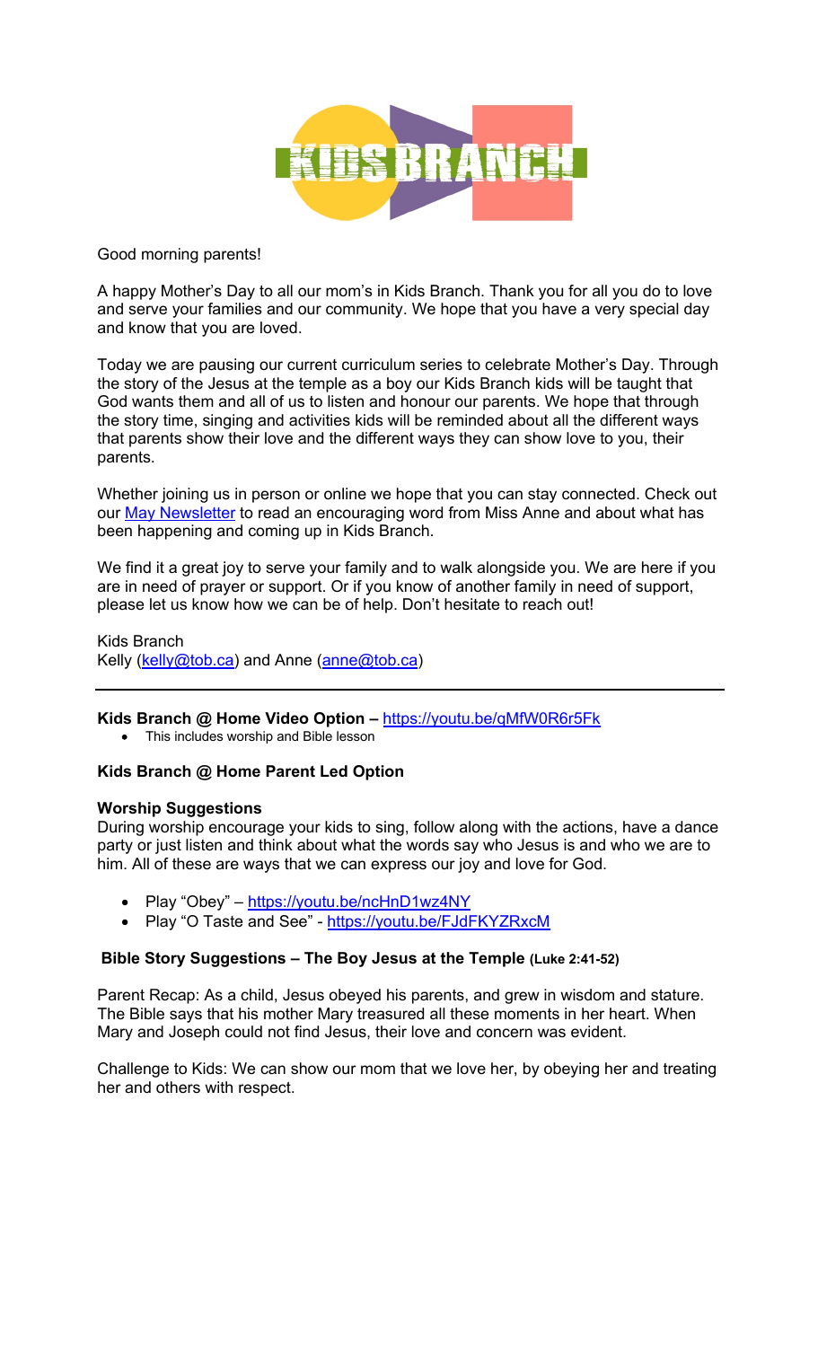KIDS BRANCH

Good morning parents!

A happy Mother's Day to all our mom's in Kids Branch. Thank you for all you do to love and serve your families and our community. We hope that you have a very special day and know that you are loved.

Today we are pausing our current curriculum series to celebrate Mother's Day. Through the story of the Jesus at the temple as a boy our Kids Branch kids will be taught that God wants them and all of us to listen and honour our parents. We hope that through the story time, singing and activities kids will be reminded about all the different ways that parents show their love and the different ways they can show love to you, their parents.

Whether joining us in person or online we hope that you can stay connected. Check out our [May Newsletter] to read an encouraging word from Miss Anne and about what has been happening and coming up in Kids Branch.

We find it a great joy to serve your family and to walk alongside you. We are here if you are in need of prayer or support. Or if you know of another family in need of support, please let us know how we can be of help. Don't hesitate to reach out!

Kids Branch
Kelly (kelly@tob.ca) and Anne (anne@tob.ca)

---

**Kids Branch @ Home Video Option –** https://youtu.be/qMfW0R6r5Fk

- This includes worship and Bible lesson

**Kids Branch @ Home Parent Led Option**

**Worship Suggestions**

During worship encourage your kids to sing, follow along with the actions, have a dance party or just listen and think about what the words say who Jesus is and who we are to him. All of these are ways that we can express our joy and love for God.

- Play "Obey" – https://youtu.be/ncHnD1wz4NY
- Play "O Taste and See" - https://youtu.be/FJdFKYZRxcM

**Bible Story Suggestions – The Boy Jesus at the Temple (Luke 2:41-52)**

Parent Recap: As a child, Jesus obeyed his parents, and grew in wisdom and stature. The Bible says that his mother Mary treasured all these moments in her heart. When Mary and Joseph could not find Jesus, their love and concern was evident.

Challenge to Kids: We can show our mom that we love her, by obeying her and treating her and others with respect.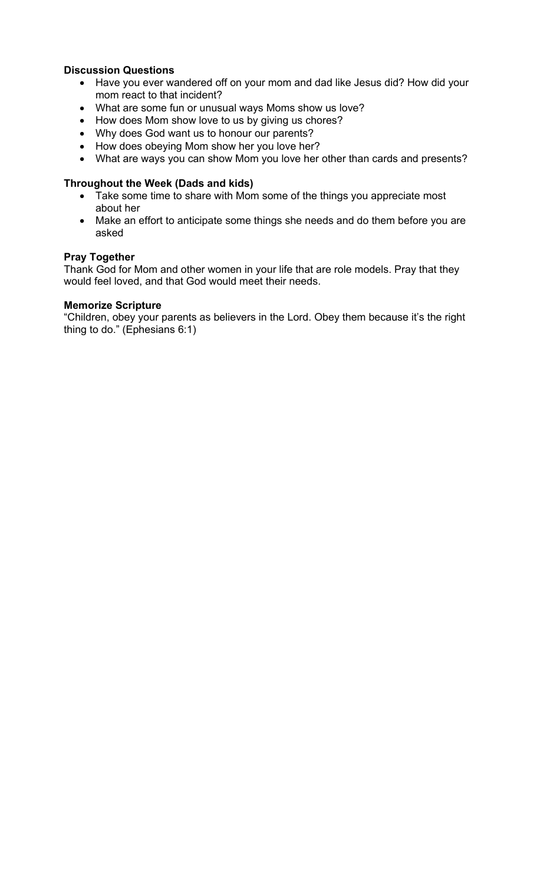**Discussion Questions**

- Have you ever wandered off on your mom and dad like Jesus did? How did your mom react to that incident?
- What are some fun or unusual ways Moms show us love?
- How does Mom show love to us by giving us chores?
- Why does God want us to honour our parents?
- How does obeying Mom show her you love her?
- What are ways you can show Mom you love her other than cards and presents?

**Throughout the Week (Dads and kids)**

- Take some time to share with Mom some of the things you appreciate most about her
- Make an effort to anticipate some things she needs and do them before you are asked

**Pray Together**

Thank God for Mom and other women in your life that are role models. Pray that they would feel loved, and that God would meet their needs.

**Memorize Scripture**

"Children, obey your parents as believers in the Lord. Obey them because it's the right thing to do." (Ephesians 6:1)